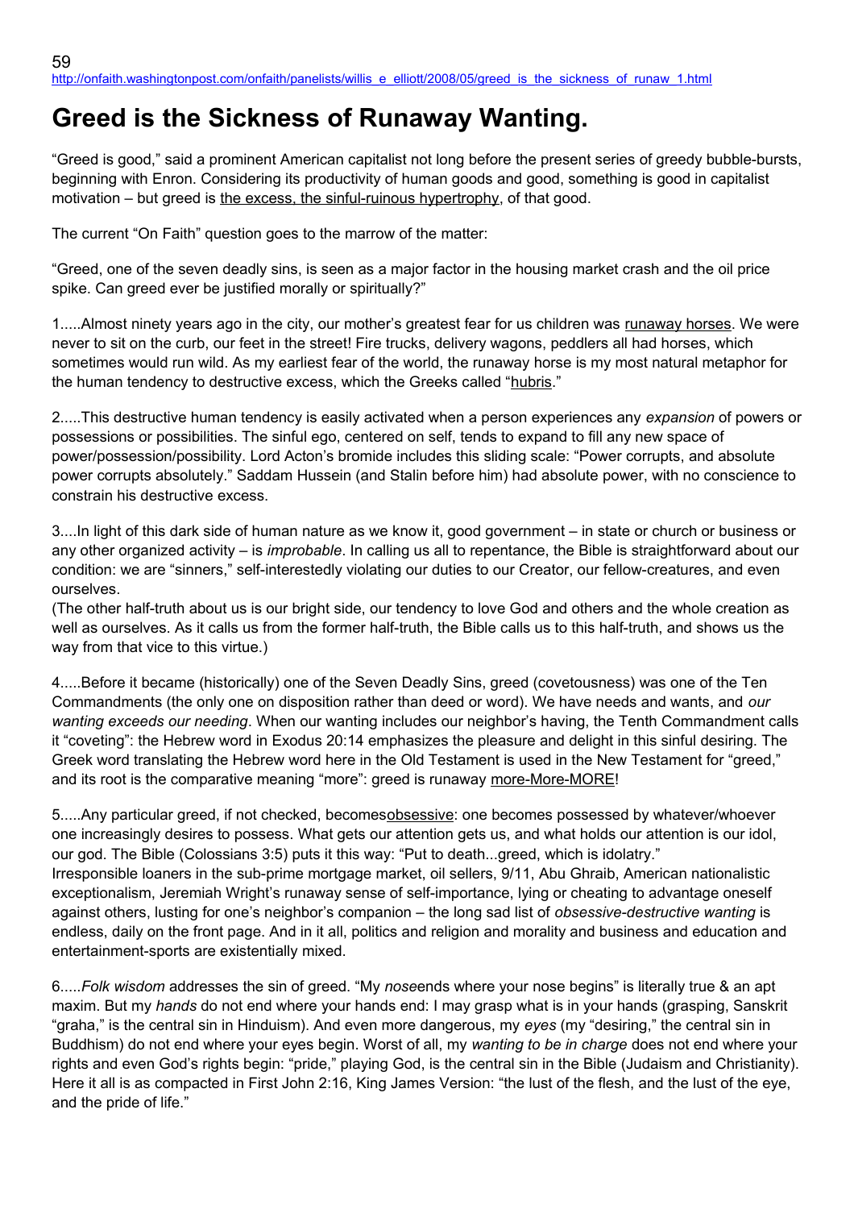http://onfaith.washingtonpost.com/onfaith/panelists/willis_e_elliott/2008/05/greed_is_the_sickness_of_runaw_1.html

# Greed is the Sickness of Runaway Wanting.

"Greed is good," said a prominent American capitalist not long before the present series of greedy bubble-bursts, beginning with Enron. Considering its productivity of human goods and good, something is good in capitalist motivation – but greed is the excess, the sinful-ruinous hypertrophy, of that good.

The current "On Faith" question goes to the marrow of the matter:

"Greed, one of the seven deadly sins, is seen as a major factor in the housing market crash and the oil price spike. Can greed ever be justified morally or spiritually?"

1.....Almost ninety years ago in the city, our mother's greatest fear for us children was runaway horses. We were never to sit on the curb, our feet in the street! Fire trucks, delivery wagons, peddlers all had horses, which sometimes would run wild. As my earliest fear of the world, the runaway horse is my most natural metaphor for the human tendency to destructive excess, which the Greeks called "hubris."

2.....This destructive human tendency is easily activated when a person experiences any *expansion* of powers or possessions or possibilities. The sinful ego, centered on self, tends to expand to fill any new space of power/possession/possibility. Lord Acton's bromide includes this sliding scale: "Power corrupts, and absolute power corrupts absolutely." Saddam Hussein (and Stalin before him) had absolute power, with no conscience to constrain his destructive excess.

3....In light of this dark side of human nature as we know it, good government – in state or church or business or any other organized activity – is *improbable*. In calling us all to repentance, the Bible is straightforward about our condition: we are "sinners," self-interestedly violating our duties to our Creator, our fellow-creatures, and even ourselves.
(The other half-truth about us is our bright side, our tendency to love God and others and the whole creation as well as ourselves. As it calls us from the former half-truth, the Bible calls us to this half-truth, and shows us the way from that vice to this virtue.)

4.....Before it became (historically) one of the Seven Deadly Sins, greed (covetousness) was one of the Ten Commandments (the only one on disposition rather than deed or word). We have needs and wants, and *our wanting exceeds our needing*. When our wanting includes our neighbor's having, the Tenth Commandment calls it "coveting": the Hebrew word in Exodus 20:14 emphasizes the pleasure and delight in this sinful desiring. The Greek word translating the Hebrew word here in the Old Testament is used in the New Testament for "greed," and its root is the comparative meaning "more": greed is runaway more-More-MORE!

5.....Any particular greed, if not checked, becomesobsessive: one becomes possessed by whatever/whoever one increasingly desires to possess. What gets our attention gets us, and what holds our attention is our idol, our god. The Bible (Colossians 3:5) puts it this way: "Put to death...greed, which is idolatry."
Irresponsible loaners in the sub-prime mortgage market, oil sellers, 9/11, Abu Ghraib, American nationalistic exceptionalism, Jeremiah Wright's runaway sense of self-importance, lying or cheating to advantage oneself against others, lusting for one's neighbor's companion – the long sad list of *obsessive-destructive wanting* is endless, daily on the front page. And in it all, politics and religion and morality and business and education and entertainment-sports are existentially mixed.

6.....*Folk wisdom* addresses the sin of greed. "My *nose*ends where your nose begins" is literally true & an apt maxim. But my *hands* do not end where your hands end: I may grasp what is in your hands (grasping, Sanskrit "graha," is the central sin in Hinduism). And even more dangerous, my *eyes* (my "desiring," the central sin in Buddhism) do not end where your eyes begin. Worst of all, my *wanting to be in charge* does not end where your rights and even God's rights begin: "pride," playing God, is the central sin in the Bible (Judaism and Christianity). Here it all is as compacted in First John 2:16, King James Version: "the lust of the flesh, and the lust of the eye, and the pride of life."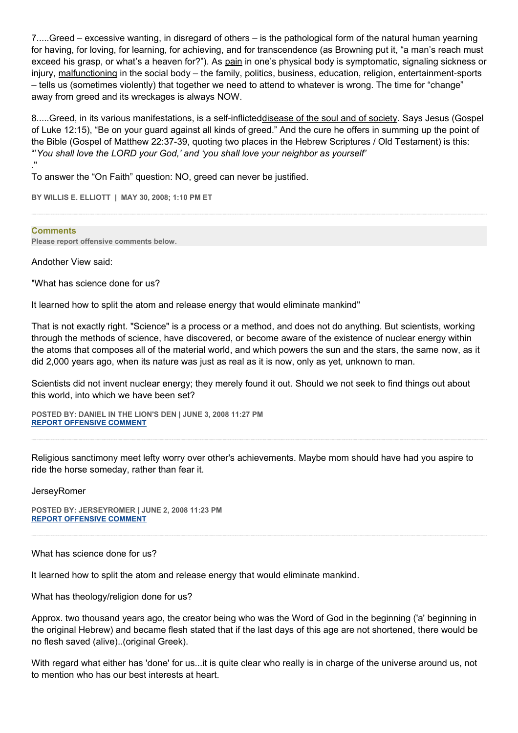7.....Greed – excessive wanting, in disregard of others – is the pathological form of the natural human yearning for having, for loving, for learning, for achieving, and for transcendence (as Browning put it, "a man's reach must exceed his grasp, or what's a heaven for?"). As pain in one's physical body is symptomatic, signaling sickness or injury, malfunctioning in the social body – the family, politics, business, education, religion, entertainment-sports – tells us (sometimes violently) that together we need to attend to whatever is wrong. The time for "change" away from greed and its wreckages is always NOW.

8.....Greed, in its various manifestations, is a self-inflicteddisease of the soul and of society. Says Jesus (Gospel of Luke 12:15), "Be on your guard against all kinds of greed." And the cure he offers in summing up the point of the Bible (Gospel of Matthew 22:37-39, quoting two places in the Hebrew Scriptures / Old Testament) is this: "*'You shall love the LORD your God,' and 'you shall love your neighbor as yourself'*
."
To answer the "On Faith" question: NO, greed can never be justified.

**BY WILLIS E. ELLIOTT | MAY 30, 2008; 1:10 PM ET**

---

**Comments**
**Please report offensive comments below.**

Andother View said:

"What has science done for us?

It learned how to split the atom and release energy that would eliminate mankind"

That is not exactly right. "Science" is a process or a method, and does not do anything. But scientists, working through the methods of science, have discovered, or become aware of the existence of nuclear energy within the atoms that composes all of the material world, and which powers the sun and the stars, the same now, as it did 2,000 years ago, when its nature was just as real as it is now, only as yet, unknown to man.

Scientists did not invent nuclear energy; they merely found it out. Should we not seek to find things out about this world, into which we have been set?

**POSTED BY: DANIEL IN THE LION'S DEN | JUNE 3, 2008 11:27 PM**
**REPORT OFFENSIVE COMMENT**

---

Religious sanctimony meet lefty worry over other's achievements. Maybe mom should have had you aspire to ride the horse someday, rather than fear it.

JerseyRomer

**POSTED BY: JERSEYROMER | JUNE 2, 2008 11:23 PM**
**REPORT OFFENSIVE COMMENT**

---

What has science done for us?

It learned how to split the atom and release energy that would eliminate mankind.

What has theology/religion done for us?

Approx. two thousand years ago, the creator being who was the Word of God in the beginning ('a' beginning in the original Hebrew) and became flesh stated that if the last days of this age are not shortened, there would be no flesh saved (alive)..(original Greek).

With regard what either has 'done' for us...it is quite clear who really is in charge of the universe around us, not to mention who has our best interests at heart.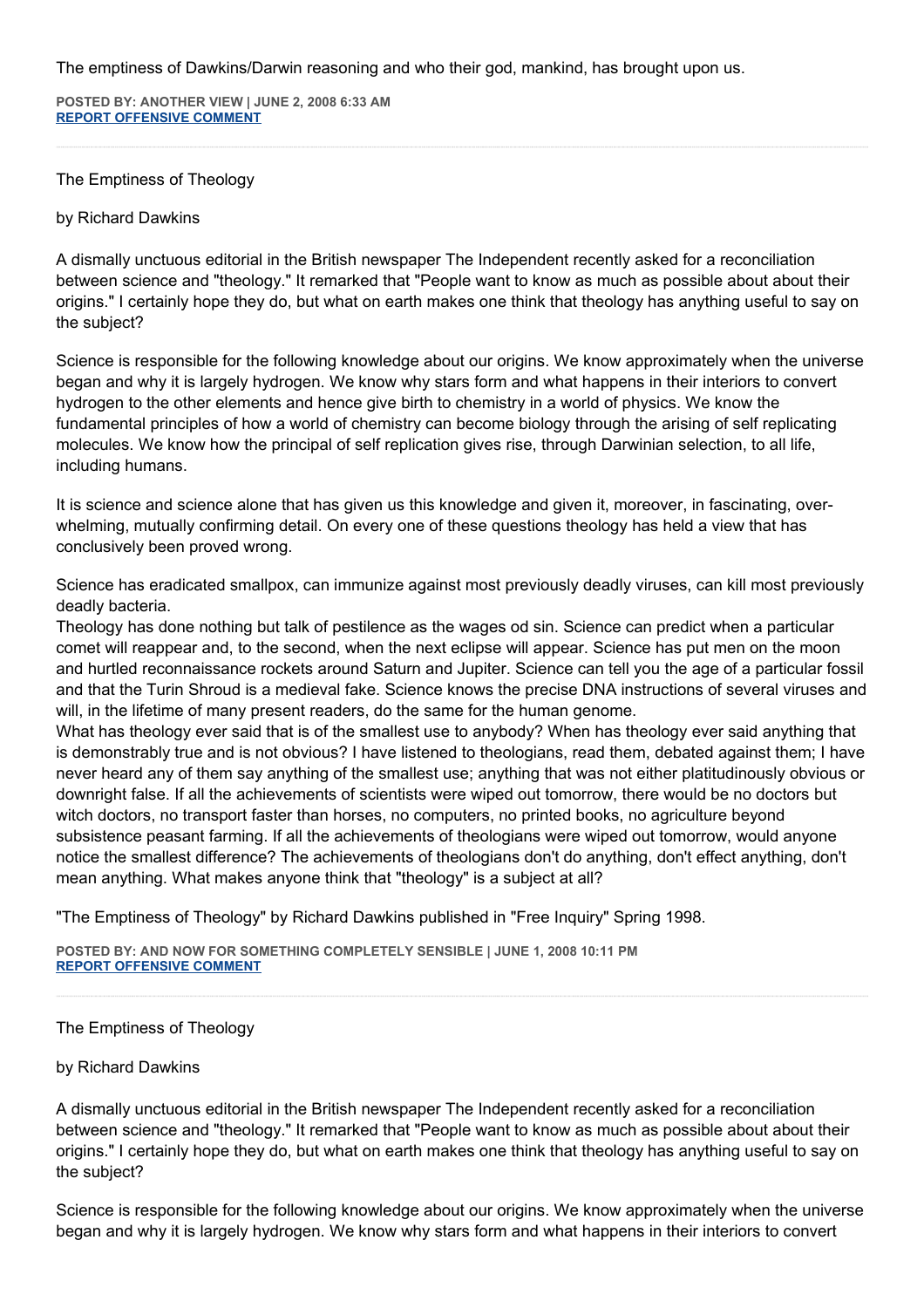The emptiness of Dawkins/Darwin reasoning and who their god, mankind, has brought upon us.

**POSTED BY: ANOTHER VIEW | JUNE 2, 2008 6:33 AM**
**REPORT OFFENSIVE COMMENT**

---

The Emptiness of Theology

by Richard Dawkins

A dismally unctuous editorial in the British newspaper The Independent recently asked for a reconciliation between science and "theology." It remarked that "People want to know as much as possible about about their origins." I certainly hope they do, but what on earth makes one think that theology has anything useful to say on the subject?

Science is responsible for the following knowledge about our origins. We know approximately when the universe began and why it is largely hydrogen. We know why stars form and what happens in their interiors to convert hydrogen to the other elements and hence give birth to chemistry in a world of physics. We know the fundamental principles of how a world of chemistry can become biology through the arising of self replicating molecules. We know how the principal of self replication gives rise, through Darwinian selection, to all life, including humans.

It is science and science alone that has given us this knowledge and given it, moreover, in fascinating, over-whelming, mutually confirming detail. On every one of these questions theology has held a view that has conclusively been proved wrong.

Science has eradicated smallpox, can immunize against most previously deadly viruses, can kill most previously deadly bacteria.
Theology has done nothing but talk of pestilence as the wages od sin. Science can predict when a particular comet will reappear and, to the second, when the next eclipse will appear. Science has put men on the moon and hurtled reconnaissance rockets around Saturn and Jupiter. Science can tell you the age of a particular fossil and that the Turin Shroud is a medieval fake. Science knows the precise DNA instructions of several viruses and will, in the lifetime of many present readers, do the same for the human genome.
What has theology ever said that is of the smallest use to anybody? When has theology ever said anything that is demonstrably true and is not obvious? I have listened to theologians, read them, debated against them; I have never heard any of them say anything of the smallest use; anything that was not either platitudinously obvious or downright false. If all the achievements of scientists were wiped out tomorrow, there would be no doctors but witch doctors, no transport faster than horses, no computers, no printed books, no agriculture beyond subsistence peasant farming. If all the achievements of theologians were wiped out tomorrow, would anyone notice the smallest difference? The achievements of theologians don't do anything, don't effect anything, don't mean anything. What makes anyone think that "theology" is a subject at all?

"The Emptiness of Theology" by Richard Dawkins published in "Free Inquiry" Spring 1998.

**POSTED BY: AND NOW FOR SOMETHING COMPLETELY SENSIBLE | JUNE 1, 2008 10:11 PM**
**REPORT OFFENSIVE COMMENT**

---

The Emptiness of Theology

by Richard Dawkins

A dismally unctuous editorial in the British newspaper The Independent recently asked for a reconciliation between science and "theology." It remarked that "People want to know as much as possible about about their origins." I certainly hope they do, but what on earth makes one think that theology has anything useful to say on the subject?

Science is responsible for the following knowledge about our origins. We know approximately when the universe began and why it is largely hydrogen. We know why stars form and what happens in their interiors to convert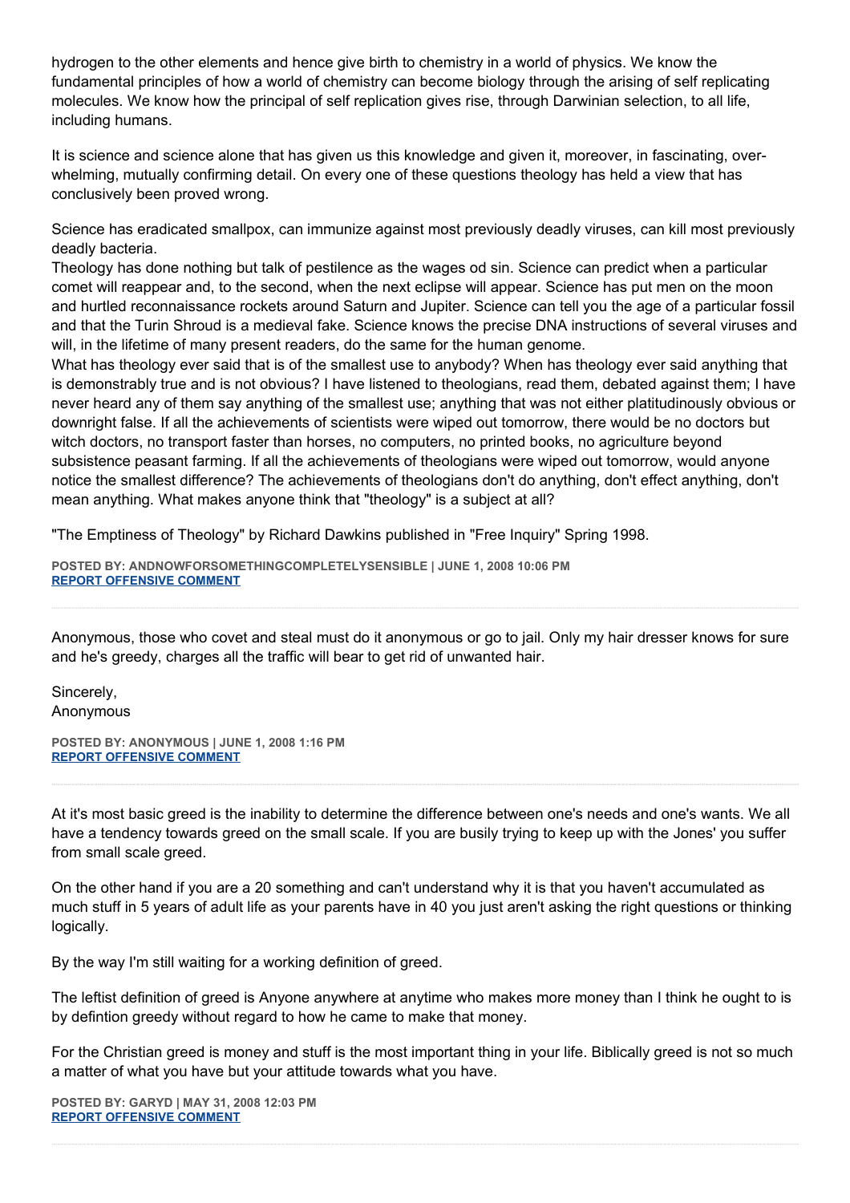hydrogen to the other elements and hence give birth to chemistry in a world of physics. We know the fundamental principles of how a world of chemistry can become biology through the arising of self replicating molecules. We know how the principal of self replication gives rise, through Darwinian selection, to all life, including humans.

It is science and science alone that has given us this knowledge and given it, moreover, in fascinating, over-whelming, mutually confirming detail. On every one of these questions theology has held a view that has conclusively been proved wrong.

Science has eradicated smallpox, can immunize against most previously deadly viruses, can kill most previously deadly bacteria.
Theology has done nothing but talk of pestilence as the wages od sin. Science can predict when a particular comet will reappear and, to the second, when the next eclipse will appear. Science has put men on the moon and hurtled reconnaissance rockets around Saturn and Jupiter. Science can tell you the age of a particular fossil and that the Turin Shroud is a medieval fake. Science knows the precise DNA instructions of several viruses and will, in the lifetime of many present readers, do the same for the human genome.
What has theology ever said that is of the smallest use to anybody? When has theology ever said anything that is demonstrably true and is not obvious? I have listened to theologians, read them, debated against them; I have never heard any of them say anything of the smallest use; anything that was not either platitudinously obvious or downright false. If all the achievements of scientists were wiped out tomorrow, there would be no doctors but witch doctors, no transport faster than horses, no computers, no printed books, no agriculture beyond subsistence peasant farming. If all the achievements of theologians were wiped out tomorrow, would anyone notice the smallest difference? The achievements of theologians don't do anything, don't effect anything, don't mean anything. What makes anyone think that "theology" is a subject at all?

"The Emptiness of Theology" by Richard Dawkins published in "Free Inquiry" Spring 1998.

**POSTED BY: ANDNOWFORSOMETHINGCOMPLETELYSENSIBLE | JUNE 1, 2008 10:06 PM**
**REPORT OFFENSIVE COMMENT**

---

Anonymous, those who covet and steal must do it anonymous or go to jail. Only my hair dresser knows for sure and he's greedy, charges all the traffic will bear to get rid of unwanted hair.

Sincerely,
Anonymous

**POSTED BY: ANONYMOUS | JUNE 1, 2008 1:16 PM**
**REPORT OFFENSIVE COMMENT**

---

At it's most basic greed is the inability to determine the difference between one's needs and one's wants. We all have a tendency towards greed on the small scale. If you are busily trying to keep up with the Jones' you suffer from small scale greed.

On the other hand if you are a 20 something and can't understand why it is that you haven't accumulated as much stuff in 5 years of adult life as your parents have in 40 you just aren't asking the right questions or thinking logically.

By the way I'm still waiting for a working definition of greed.

The leftist definition of greed is Anyone anywhere at anytime who makes more money than I think he ought to is by defintion greedy without regard to how he came to make that money.

For the Christian greed is money and stuff is the most important thing in your life. Biblically greed is not so much a matter of what you have but your attitude towards what you have.

**POSTED BY: GARYD | MAY 31, 2008 12:03 PM**
**REPORT OFFENSIVE COMMENT**

---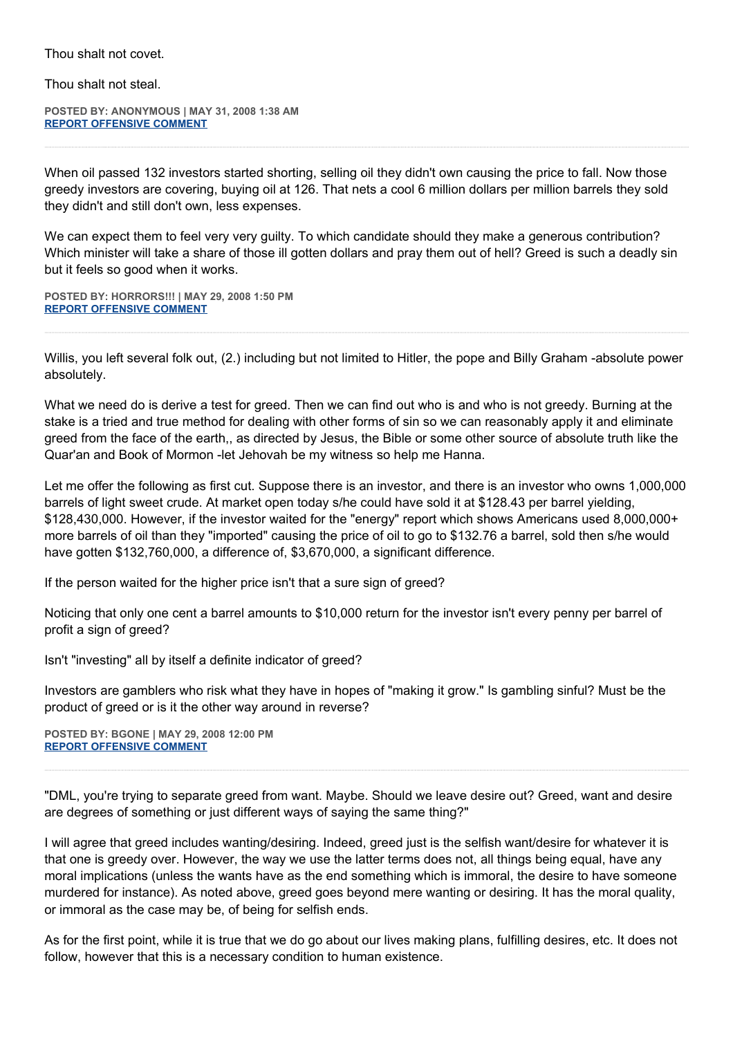Thou shalt not covet.

Thou shalt not steal.

**POSTED BY: ANONYMOUS | MAY 31, 2008 1:38 AM**
**REPORT OFFENSIVE COMMENT**

---

When oil passed 132 investors started shorting, selling oil they didn't own causing the price to fall. Now those greedy investors are covering, buying oil at 126. That nets a cool 6 million dollars per million barrels they sold they didn't and still don't own, less expenses.

We can expect them to feel very very guilty. To which candidate should they make a generous contribution? Which minister will take a share of those ill gotten dollars and pray them out of hell? Greed is such a deadly sin but it feels so good when it works.

**POSTED BY: HORRORS!!! | MAY 29, 2008 1:50 PM**
**REPORT OFFENSIVE COMMENT**

---

Willis, you left several folk out, (2.) including but not limited to Hitler, the pope and Billy Graham -absolute power absolutely.

What we need do is derive a test for greed. Then we can find out who is and who is not greedy. Burning at the stake is a tried and true method for dealing with other forms of sin so we can reasonably apply it and eliminate greed from the face of the earth,, as directed by Jesus, the Bible or some other source of absolute truth like the Quar'an and Book of Mormon -let Jehovah be my witness so help me Hanna.

Let me offer the following as first cut. Suppose there is an investor, and there is an investor who owns 1,000,000 barrels of light sweet crude. At market open today s/he could have sold it at $128.43 per barrel yielding, $128,430,000. However, if the investor waited for the "energy" report which shows Americans used 8,000,000+ more barrels of oil than they "imported" causing the price of oil to go to $132.76 a barrel, sold then s/he would have gotten $132,760,000, a difference of, $3,670,000, a significant difference.

If the person waited for the higher price isn't that a sure sign of greed?

Noticing that only one cent a barrel amounts to $10,000 return for the investor isn't every penny per barrel of profit a sign of greed?

Isn't "investing" all by itself a definite indicator of greed?

Investors are gamblers who risk what they have in hopes of "making it grow." Is gambling sinful? Must be the product of greed or is it the other way around in reverse?

**POSTED BY: BGONE | MAY 29, 2008 12:00 PM**
**REPORT OFFENSIVE COMMENT**

---

"DML, you're trying to separate greed from want. Maybe. Should we leave desire out? Greed, want and desire are degrees of something or just different ways of saying the same thing?"

I will agree that greed includes wanting/desiring. Indeed, greed just is the selfish want/desire for whatever it is that one is greedy over. However, the way we use the latter terms does not, all things being equal, have any moral implications (unless the wants have as the end something which is immoral, the desire to have someone murdered for instance). As noted above, greed goes beyond mere wanting or desiring. It has the moral quality, or immoral as the case may be, of being for selfish ends.

As for the first point, while it is true that we do go about our lives making plans, fulfilling desires, etc. It does not follow, however that this is a necessary condition to human existence.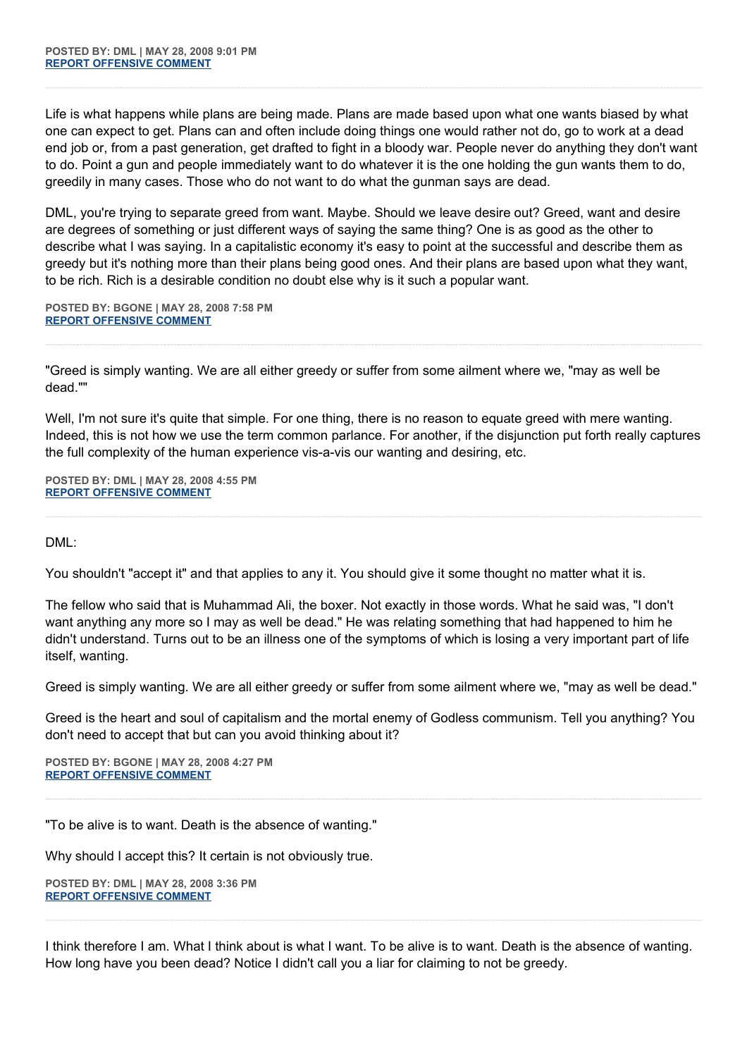**POSTED BY: DML | MAY 28, 2008 9:01 PM**
**REPORT OFFENSIVE COMMENT**

---

Life is what happens while plans are being made. Plans are made based upon what one wants biased by what one can expect to get. Plans can and often include doing things one would rather not do, go to work at a dead end job or, from a past generation, get drafted to fight in a bloody war. People never do anything they don't want to do. Point a gun and people immediately want to do whatever it is the one holding the gun wants them to do, greedily in many cases. Those who do not want to do what the gunman says are dead.

DML, you're trying to separate greed from want. Maybe. Should we leave desire out? Greed, want and desire are degrees of something or just different ways of saying the same thing? One is as good as the other to describe what I was saying. In a capitalistic economy it's easy to point at the successful and describe them as greedy but it's nothing more than their plans being good ones. And their plans are based upon what they want, to be rich. Rich is a desirable condition no doubt else why is it such a popular want.

**POSTED BY: BGONE | MAY 28, 2008 7:58 PM**
**REPORT OFFENSIVE COMMENT**

---

"Greed is simply wanting. We are all either greedy or suffer from some ailment where we, "may as well be dead.""

Well, I'm not sure it's quite that simple. For one thing, there is no reason to equate greed with mere wanting. Indeed, this is not how we use the term common parlance. For another, if the disjunction put forth really captures the full complexity of the human experience vis-a-vis our wanting and desiring, etc.

**POSTED BY: DML | MAY 28, 2008 4:55 PM**
**REPORT OFFENSIVE COMMENT**

---

DML:

You shouldn't "accept it" and that applies to any it. You should give it some thought no matter what it is.

The fellow who said that is Muhammad Ali, the boxer. Not exactly in those words. What he said was, "I don't want anything any more so I may as well be dead." He was relating something that had happened to him he didn't understand. Turns out to be an illness one of the symptoms of which is losing a very important part of life itself, wanting.

Greed is simply wanting. We are all either greedy or suffer from some ailment where we, "may as well be dead."

Greed is the heart and soul of capitalism and the mortal enemy of Godless communism. Tell you anything? You don't need to accept that but can you avoid thinking about it?

**POSTED BY: BGONE | MAY 28, 2008 4:27 PM**
**REPORT OFFENSIVE COMMENT**

---

"To be alive is to want. Death is the absence of wanting."

Why should I accept this? It certain is not obviously true.

**POSTED BY: DML | MAY 28, 2008 3:36 PM**
**REPORT OFFENSIVE COMMENT**

---

I think therefore I am. What I think about is what I want. To be alive is to want. Death is the absence of wanting. How long have you been dead? Notice I didn't call you a liar for claiming to not be greedy.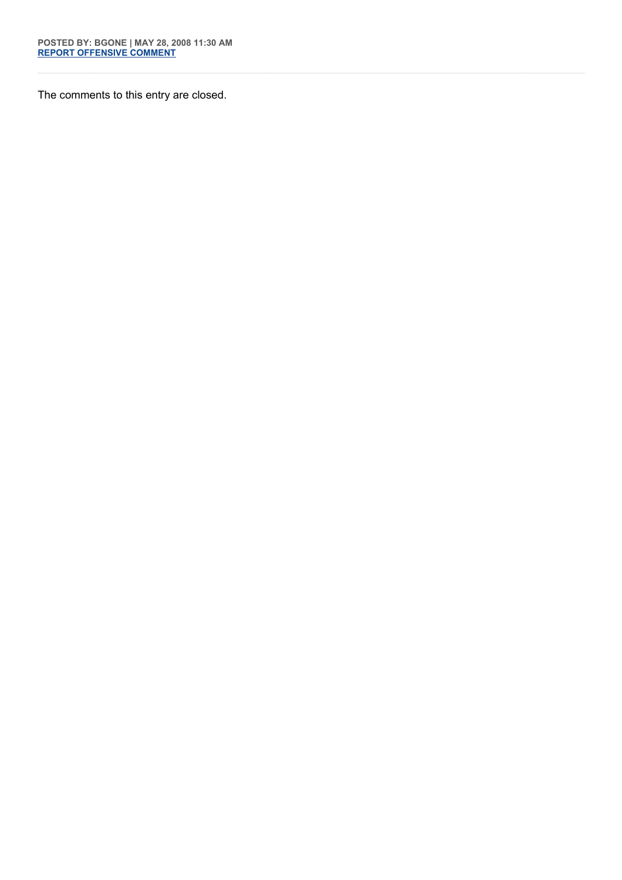**POSTED BY: BGONE | MAY 28, 2008 11:30 AM**
**REPORT OFFENSIVE COMMENT**

---

The comments to this entry are closed.